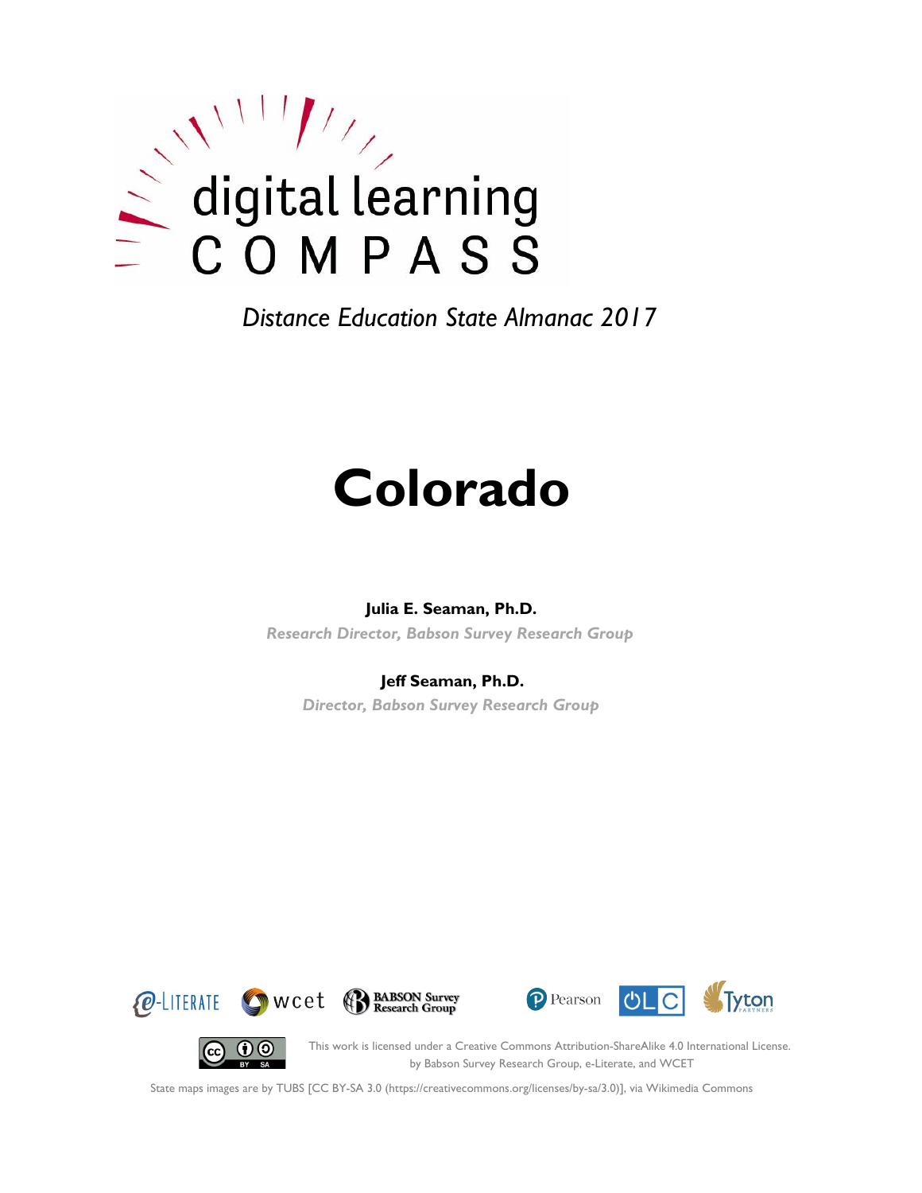digital learning COMPASS

*Distance Education State Almanac 2017*

# Colorado

**Julia E. Seaman, Ph.D.**

*Research Director, Babson Survey Research Group*

**Jeff Seaman, Ph.D.**

*Director, Babson Survey Research Group*

e-LITERATE wcet BABSON Survey Research Group Pearson OLC Tyton PARTNERS

This work is licensed under a Creative Commons Attribution-ShareAlike 4.0 International License. by Babson Survey Research Group, e-Literate, and WCET

State maps images are by TUBS [CC BY-SA 3.0 (https://creativecommons.org/licenses/by-sa/3.0)], via Wikimedia Commons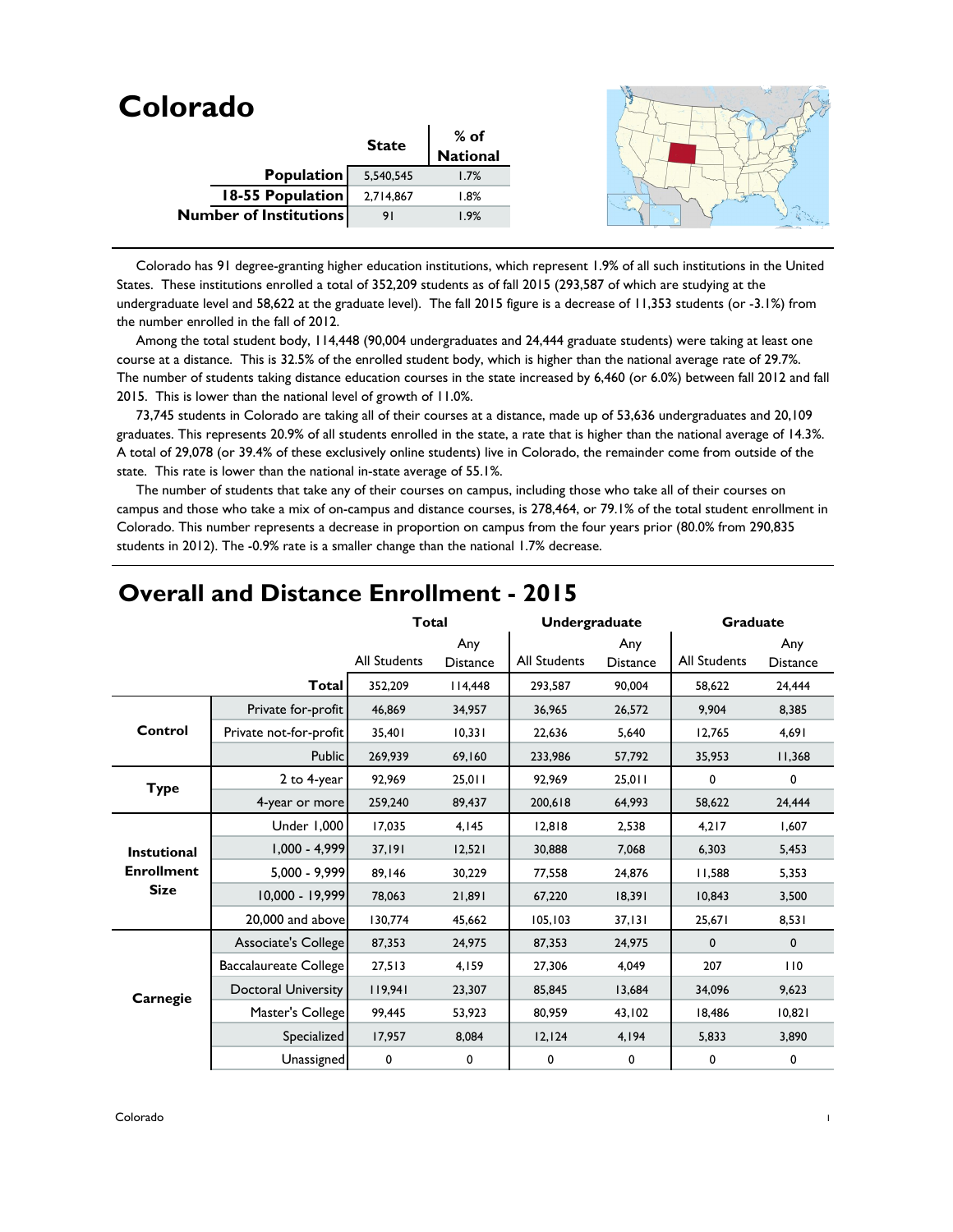# Colorado

| | State | % of National |
|---|---|---|
| **Population** | 5,540,545 | 1.7% |
| **18-55 Population** | 2,714,867 | 1.8% |
| **Number of Institutions** | 91 | 1.9% |

Colorado has 91 degree-granting higher education institutions, which represent 1.9% of all such institutions in the United States. These institutions enrolled a total of 352,209 students as of fall 2015 (293,587 of which are studying at the undergraduate level and 58,622 at the graduate level). The fall 2015 figure is a decrease of 11,353 students (or -3.1%) from the number enrolled in the fall of 2012.

Among the total student body, 114,448 (90,004 undergraduates and 24,444 graduate students) were taking at least one course at a distance. This is 32.5% of the enrolled student body, which is higher than the national average rate of 29.7%. The number of students taking distance education courses in the state increased by 6,460 (or 6.0%) between fall 2012 and fall 2015. This is lower than the national level of growth of 11.0%.

73,745 students in Colorado are taking all of their courses at a distance, made up of 53,636 undergraduates and 20,109 graduates. This represents 20.9% of all students enrolled in the state, a rate that is higher than the national average of 14.3%. A total of 29,078 (or 39.4% of these exclusively online students) live in Colorado, the remainder come from outside of the state. This rate is lower than the national in-state average of 55.1%.

The number of students that take any of their courses on campus, including those who take all of their courses on campus and those who take a mix of on-campus and distance courses, is 278,464, or 79.1% of the total student enrollment in Colorado. This number represents a decrease in proportion on campus from the four years prior (80.0% from 290,835 students in 2012). The -0.9% rate is a smaller change than the national 1.7% decrease.

## Overall and Distance Enrollment - 2015

| | | Total | | Undergraduate | | Graduate | |
|---|---|---|---|---|---|---|---|
| | | All Students | Any Distance | All Students | Any Distance | All Students | Any Distance |
| | **Total** | 352,209 | 114,448 | 293,587 | 90,004 | 58,622 | 24,444 |
| **Control** | Private for-profit | 46,869 | 34,957 | 36,965 | 26,572 | 9,904 | 8,385 |
| | Private not-for-profit | 35,401 | 10,331 | 22,636 | 5,640 | 12,765 | 4,691 |
| | Public | 269,939 | 69,160 | 233,986 | 57,792 | 35,953 | 11,368 |
| **Type** | 2 to 4-year | 92,969 | 25,011 | 92,969 | 25,011 | 0 | 0 |
| | 4-year or more | 259,240 | 89,437 | 200,618 | 64,993 | 58,622 | 24,444 |
| **Instutional Enrollment Size** | Under 1,000 | 17,035 | 4,145 | 12,818 | 2,538 | 4,217 | 1,607 |
| | 1,000 - 4,999 | 37,191 | 12,521 | 30,888 | 7,068 | 6,303 | 5,453 |
| | 5,000 - 9,999 | 89,146 | 30,229 | 77,558 | 24,876 | 11,588 | 5,353 |
| | 10,000 - 19,999 | 78,063 | 21,891 | 67,220 | 18,391 | 10,843 | 3,500 |
| | 20,000 and above | 130,774 | 45,662 | 105,103 | 37,131 | 25,671 | 8,531 |
| **Carnegie** | Associate's College | 87,353 | 24,975 | 87,353 | 24,975 | 0 | 0 |
| | Baccalaureate College | 27,513 | 4,159 | 27,306 | 4,049 | 207 | 110 |
| | Doctoral University | 119,941 | 23,307 | 85,845 | 13,684 | 34,096 | 9,623 |
| | Master's College | 99,445 | 53,923 | 80,959 | 43,102 | 18,486 | 10,821 |
| | Specialized | 17,957 | 8,084 | 12,124 | 4,194 | 5,833 | 3,890 |
| | Unassigned | 0 | 0 | 0 | 0 | 0 | 0 |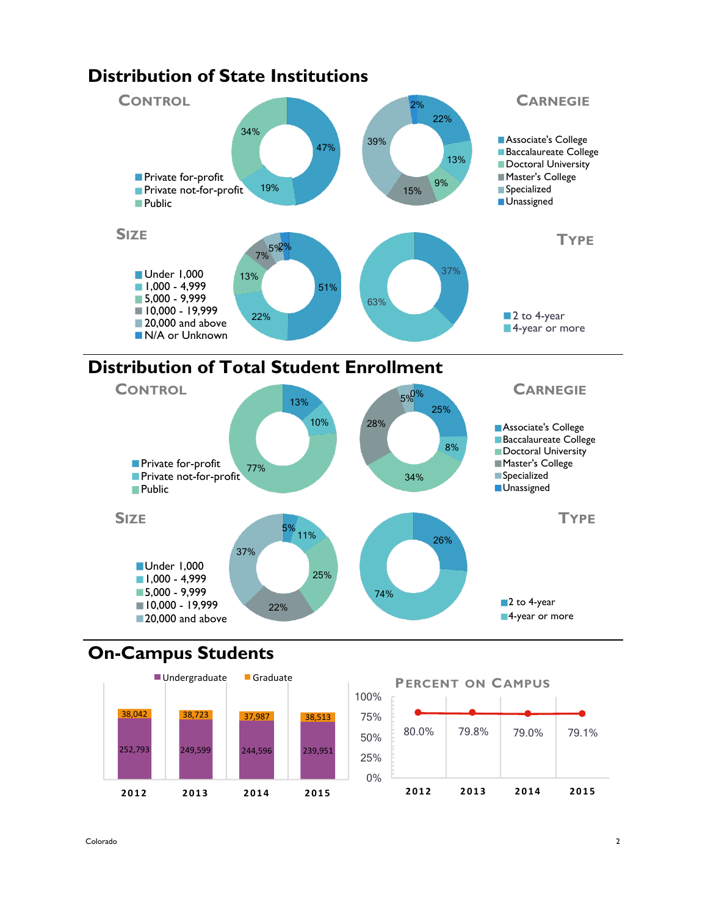## Distribution of State Institutions

### Control

| Control | Percent |
|---|---|
| Private for-profit | 47% |
| Private not-for-profit | 19% |
| Public | 34% |

### Carnegie

| Carnegie | Percent |
|---|---|
| Associate's College | 22% |
| Baccalaureate College | 13% |
| Doctoral University | 9% |
| Master's College | 15% |
| Specialized | 39% |
| Unassigned | 2% |

### Size

| Size | Percent |
|---|---|
| Under 1,000 | 51% |
| 1,000 - 4,999 | 22% |
| 5,000 - 9,999 | 13% |
| 10,000 - 19,999 | 7% |
| 20,000 and above | 5% |
| N/A or Unknown | 2% |

### Type

| Type | Percent |
|---|---|
| 2 to 4-year | 37% |
| 4-year or more | 63% |

## Distribution of Total Student Enrollment

### Control

| Control | Percent |
|---|---|
| Private for-profit | 13% |
| Private not-for-profit | 10% |
| Public | 77% |

### Carnegie

| Carnegie | Percent |
|---|---|
| Associate's College | 25% |
| Baccalaureate College | 8% |
| Doctoral University | 34% |
| Master's College | 28% |
| Specialized | 5% |
| Unassigned | 0% |

### Size

| Size | Percent |
|---|---|
| Under 1,000 | 5% |
| 1,000 - 4,999 | 11% |
| 5,000 - 9,999 | 25% |
| 10,000 - 19,999 | 22% |
| 20,000 and above | 37% |

### Type

| Type | Percent |
|---|---|
| 2 to 4-year | 26% |
| 4-year or more | 74% |

## On-Campus Students

| Year | Undergraduate | Graduate |
|---|---|---|
| 2012 | 252,793 | 38,042 |
| 2013 | 249,599 | 38,723 |
| 2014 | 244,596 | 37,987 |
| 2015 | 239,951 | 38,513 |

### Percent on Campus

| Year | Percent |
|---|---|
| 2012 | 80.0% |
| 2013 | 79.8% |
| 2014 | 79.0% |
| 2015 | 79.1% |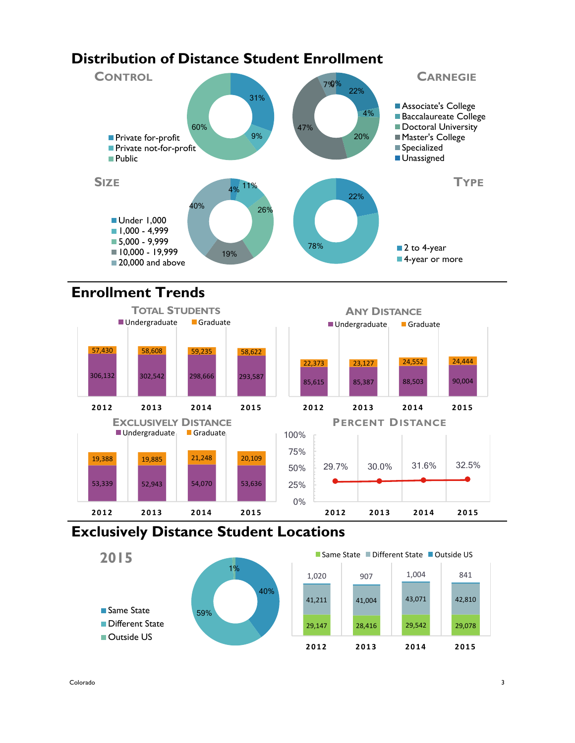# Distribution of Distance Student Enrollment

## Control

| Control | Percent |
|---|---|
| Private for-profit | 31% |
| Private not-for-profit | 9% |
| Public | 60% |

## Carnegie

| Carnegie | Percent |
|---|---|
| Associate's College | 22% |
| Baccalaureate College | 4% |
| Doctoral University | 20% |
| Master's College | 47% |
| Specialized | 7% |
| Unassigned | 0% |

## Size

| Size | Percent |
|---|---|
| Under 1,000 | 4% |
| 1,000 - 4,999 | 11% |
| 5,000 - 9,999 | 26% |
| 10,000 - 19,999 | 19% |
| 20,000 and above | 40% |

## Type

| Type | Percent |
|---|---|
| 2 to 4-year | 22% |
| 4-year or more | 78% |

# Enrollment Trends

## Total Students

| | 2012 | 2013 | 2014 | 2015 |
|---|---|---|---|---|
| Undergraduate | 306,132 | 302,542 | 298,666 | 293,587 |
| Graduate | 57,430 | 58,608 | 59,235 | 58,622 |

## Any Distance

| | 2012 | 2013 | 2014 | 2015 |
|---|---|---|---|---|
| Undergraduate | 85,615 | 85,387 | 88,503 | 90,004 |
| Graduate | 22,373 | 23,127 | 24,552 | 24,444 |

## Exclusively Distance

| | 2012 | 2013 | 2014 | 2015 |
|---|---|---|---|---|
| Undergraduate | 53,339 | 52,943 | 54,070 | 53,636 |
| Graduate | 19,388 | 19,885 | 21,248 | 20,109 |

## Percent Distance

| | 2012 | 2013 | 2014 | 2015 |
|---|---|---|---|---|
| Percent Distance | 29.7% | 30.0% | 31.6% | 32.5% |

# Exclusively Distance Student Locations

## 2015

| Location | Percent |
|---|---|
| Same State | 40% |
| Different State | 59% |
| Outside US | 1% |

| | 2012 | 2013 | 2014 | 2015 |
|---|---|---|---|---|
| Same State | 29,147 | 28,416 | 29,542 | 29,078 |
| Different State | 41,211 | 41,004 | 43,071 | 42,810 |
| Outside US | 1,020 | 907 | 1,004 | 841 |

Colorado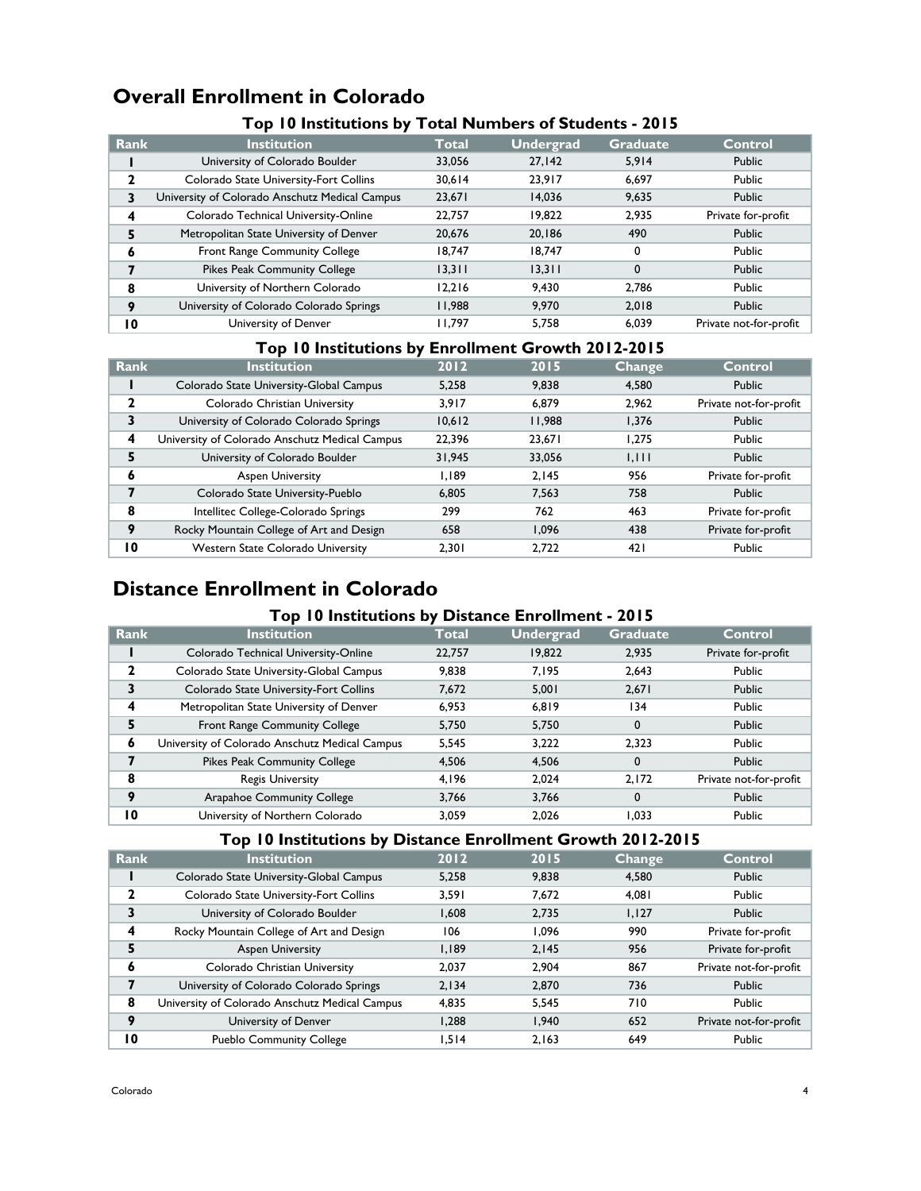## Overall Enrollment in Colorado

### Top 10 Institutions by Total Numbers of Students - 2015

| Rank | Institution | Total | Undergrad | Graduate | Control |
|---|---|---|---|---|---|
| 1 | University of Colorado Boulder | 33,056 | 27,142 | 5,914 | Public |
| 2 | Colorado State University-Fort Collins | 30,614 | 23,917 | 6,697 | Public |
| 3 | University of Colorado Anschutz Medical Campus | 23,671 | 14,036 | 9,635 | Public |
| 4 | Colorado Technical University-Online | 22,757 | 19,822 | 2,935 | Private for-profit |
| 5 | Metropolitan State University of Denver | 20,676 | 20,186 | 490 | Public |
| 6 | Front Range Community College | 18,747 | 18,747 | 0 | Public |
| 7 | Pikes Peak Community College | 13,311 | 13,311 | 0 | Public |
| 8 | University of Northern Colorado | 12,216 | 9,430 | 2,786 | Public |
| 9 | University of Colorado Colorado Springs | 11,988 | 9,970 | 2,018 | Public |
| 10 | University of Denver | 11,797 | 5,758 | 6,039 | Private not-for-profit |

### Top 10 Institutions by Enrollment Growth 2012-2015

| Rank | Institution | 2012 | 2015 | Change | Control |
|---|---|---|---|---|---|
| 1 | Colorado State University-Global Campus | 5,258 | 9,838 | 4,580 | Public |
| 2 | Colorado Christian University | 3,917 | 6,879 | 2,962 | Private not-for-profit |
| 3 | University of Colorado Colorado Springs | 10,612 | 11,988 | 1,376 | Public |
| 4 | University of Colorado Anschutz Medical Campus | 22,396 | 23,671 | 1,275 | Public |
| 5 | University of Colorado Boulder | 31,945 | 33,056 | 1,111 | Public |
| 6 | Aspen University | 1,189 | 2,145 | 956 | Private for-profit |
| 7 | Colorado State University-Pueblo | 6,805 | 7,563 | 758 | Public |
| 8 | Intellitec College-Colorado Springs | 299 | 762 | 463 | Private for-profit |
| 9 | Rocky Mountain College of Art and Design | 658 | 1,096 | 438 | Private for-profit |
| 10 | Western State Colorado University | 2,301 | 2,722 | 421 | Public |

## Distance Enrollment in Colorado

### Top 10 Institutions by Distance Enrollment - 2015

| Rank | Institution | Total | Undergrad | Graduate | Control |
|---|---|---|---|---|---|
| 1 | Colorado Technical University-Online | 22,757 | 19,822 | 2,935 | Private for-profit |
| 2 | Colorado State University-Global Campus | 9,838 | 7,195 | 2,643 | Public |
| 3 | Colorado State University-Fort Collins | 7,672 | 5,001 | 2,671 | Public |
| 4 | Metropolitan State University of Denver | 6,953 | 6,819 | 134 | Public |
| 5 | Front Range Community College | 5,750 | 5,750 | 0 | Public |
| 6 | University of Colorado Anschutz Medical Campus | 5,545 | 3,222 | 2,323 | Public |
| 7 | Pikes Peak Community College | 4,506 | 4,506 | 0 | Public |
| 8 | Regis University | 4,196 | 2,024 | 2,172 | Private not-for-profit |
| 9 | Arapahoe Community College | 3,766 | 3,766 | 0 | Public |
| 10 | University of Northern Colorado | 3,059 | 2,026 | 1,033 | Public |

### Top 10 Institutions by Distance Enrollment Growth 2012-2015

| Rank | Institution | 2012 | 2015 | Change | Control |
|---|---|---|---|---|---|
| 1 | Colorado State University-Global Campus | 5,258 | 9,838 | 4,580 | Public |
| 2 | Colorado State University-Fort Collins | 3,591 | 7,672 | 4,081 | Public |
| 3 | University of Colorado Boulder | 1,608 | 2,735 | 1,127 | Public |
| 4 | Rocky Mountain College of Art and Design | 106 | 1,096 | 990 | Private for-profit |
| 5 | Aspen University | 1,189 | 2,145 | 956 | Private for-profit |
| 6 | Colorado Christian University | 2,037 | 2,904 | 867 | Private not-for-profit |
| 7 | University of Colorado Colorado Springs | 2,134 | 2,870 | 736 | Public |
| 8 | University of Colorado Anschutz Medical Campus | 4,835 | 5,545 | 710 | Public |
| 9 | University of Denver | 1,288 | 1,940 | 652 | Private not-for-profit |
| 10 | Pueblo Community College | 1,514 | 2,163 | 649 | Public |